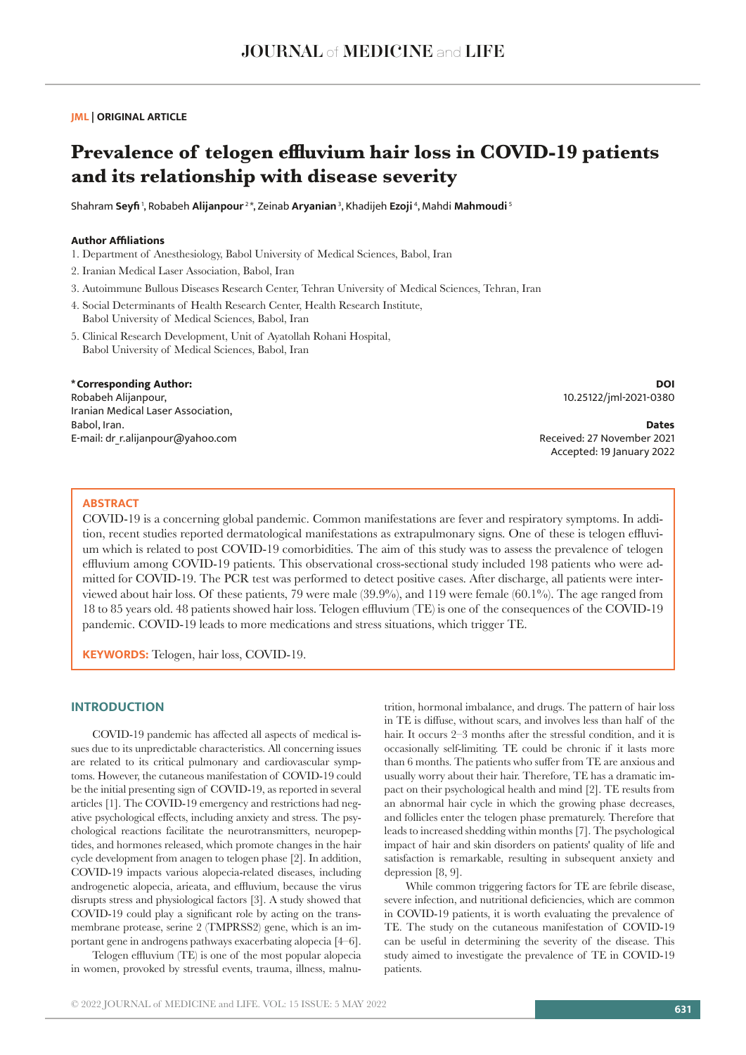JML | ORIGINAL ARTICLE

# Prevalence of telogen effluvium hair loss in COVID-19 patients and its relationship with disease severity

Shahram **Seyfi** [1], Robabeh **Alijanpour** [2*], Zeinab **Aryanian** [3], Khadijeh **Ezoji** [4], Mahdi **Mahmoudi** [5]

**Author Affiliations**

1. Department of Anesthesiology, Babol University of Medical Sciences, Babol, Iran
2. Iranian Medical Laser Association, Babol, Iran
3. Autoimmune Bullous Diseases Research Center, Tehran University of Medical Sciences, Tehran, Iran
4. Social Determinants of Health Research Center, Health Research Institute, Babol University of Medical Sciences, Babol, Iran
5. Clinical Research Development, Unit of Ayatollah Rohani Hospital, Babol University of Medical Sciences, Babol, Iran

**\*Corresponding Author:**
Robabeh Alijanpour,
Iranian Medical Laser Association,
Babol, Iran.
E-mail: dr_r.alijanpour@yahoo.com

**DOI**
10.25122/jml-2021-0380

**Dates**
Received: 27 November 2021
Accepted: 19 January 2022

## ABSTRACT

COVID-19 is a concerning global pandemic. Common manifestations are fever and respiratory symptoms. In addition, recent studies reported dermatological manifestations as extrapulmonary signs. One of these is telogen effluvium which is related to post COVID-19 comorbidities. The aim of this study was to assess the prevalence of telogen effluvium among COVID-19 patients. This observational cross-sectional study included 198 patients who were admitted for COVID-19. The PCR test was performed to detect positive cases. After discharge, all patients were interviewed about hair loss. Of these patients, 79 were male (39.9%), and 119 were female (60.1%). The age ranged from 18 to 85 years old. 48 patients showed hair loss. Telogen effluvium (TE) is one of the consequences of the COVID-19 pandemic. COVID-19 leads to more medications and stress situations, which trigger TE.

**KEYWORDS:** Telogen, hair loss, COVID-19.

## INTRODUCTION

COVID-19 pandemic has affected all aspects of medical issues due to its unpredictable characteristics. All concerning issues are related to its critical pulmonary and cardiovascular symptoms. However, the cutaneous manifestation of COVID-19 could be the initial presenting sign of COVID-19, as reported in several articles [1]. The COVID-19 emergency and restrictions had negative psychological effects, including anxiety and stress. The psychological reactions facilitate the neurotransmitters, neuropeptides, and hormones released, which promote changes in the hair cycle development from anagen to telogen phase [2]. In addition, COVID-19 impacts various alopecia-related diseases, including androgenetic alopecia, arieata, and effluvium, because the virus disrupts stress and physiological factors [3]. A study showed that COVID-19 could play a significant role by acting on the transmembrane protease, serine 2 (TMPRSS2) gene, which is an important gene in androgens pathways exacerbating alopecia [4–6].

Telogen effluvium (TE) is one of the most popular alopecia in women, provoked by stressful events, trauma, illness, malnutrition, hormonal imbalance, and drugs. The pattern of hair loss in TE is diffuse, without scars, and involves less than half of the hair. It occurs 2–3 months after the stressful condition, and it is occasionally self-limiting. TE could be chronic if it lasts more than 6 months. The patients who suffer from TE are anxious and usually worry about their hair. Therefore, TE has a dramatic impact on their psychological health and mind [2]. TE results from an abnormal hair cycle in which the growing phase decreases, and follicles enter the telogen phase prematurely. Therefore that leads to increased shedding within months [7]. The psychological impact of hair and skin disorders on patients' quality of life and satisfaction is remarkable, resulting in subsequent anxiety and depression [8, 9].

While common triggering factors for TE are febrile disease, severe infection, and nutritional deficiencies, which are common in COVID-19 patients, it is worth evaluating the prevalence of TE. The study on the cutaneous manifestation of COVID-19 can be useful in determining the severity of the disease. This study aimed to investigate the prevalence of TE in COVID-19 patients.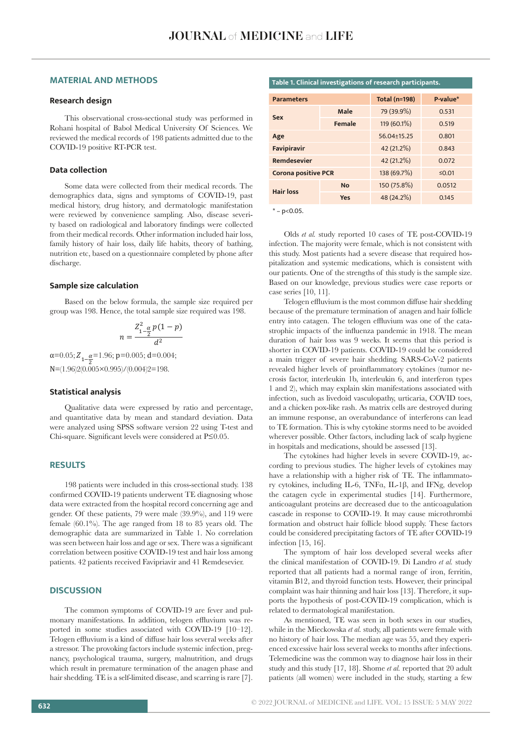## MATERIAL AND METHODS

### Research design

This observational cross-sectional study was performed in Rohani hospital of Babol Medical University Of Sciences. We reviewed the medical records of 198 patients admitted due to the COVID-19 positive RT-PCR test.

### Data collection

Some data were collected from their medical records. The demographics data, signs and symptoms of COVID-19, past medical history, drug history, and dermatologic manifestation were reviewed by convenience sampling. Also, disease severity based on radiological and laboratory findings were collected from their medical records. Other information included hair loss, family history of hair loss, daily life habits, theory of bathing, nutrition etc, based on a questionnaire completed by phone after discharge.

### Sample size calculation

Based on the below formula, the sample size required per group was 198. Hence, the total sample size required was 198.

$$n = \frac{Z^2_{1-\frac{\alpha}{2}} p(1-p)}{d^2}$$

$\alpha$=0.05; $Z_{1-\frac{\alpha}{2}}$=1.96; p=0.005; d=0.004;
N=(1.96)2(0.005×0.995)/(0.004)2=198.

### Statistical analysis

Qualitative data were expressed by ratio and percentage, and quantitative data by mean and standard deviation. Data were analyzed using SPSS software version 22 using T-test and Chi-square. Significant levels were considered at $P \leq 0.05$.

## RESULTS

198 patients were included in this cross-sectional study. 138 confirmed COVID-19 patients underwent TE diagnosing whose data were extracted from the hospital record concerning age and gender. Of these patients, 79 were male (39.9%), and 119 were female (60.1%). The age ranged from 18 to 85 years old. The demographic data are summarized in Table 1. No correlation was seen between hair loss and age or sex. There was a significant correlation between positive COVID-19 test and hair loss among patients. 42 patients received Favipriavir and 41 Remdesevier.

**Table 1. Clinical investigations of research participants.**

| Parameters | | Total (n=198) | P-value* |
|---|---|---|---|
| Sex | Male | 79 (39.9%) | 0.531 |
| | Female | 119 (60.1%) | 0.519 |
| Age | | 56.04±15.25 | 0.801 |
| Favipiravir | | 42 (21.2%) | 0.843 |
| Remdesevier | | 42 (21.2%) | 0.072 |
| Corona positive PCR | | 138 (69.7%) | ≤0.01 |
| Hair loss | No | 150 (75.8%) | 0.0512 |
| | Yes | 48 (24.2%) | 0.145 |

\* – $p<0.05$.

## DISCUSSION

The common symptoms of COVID-19 are fever and pulmonary manifestations. In addition, telogen effluvium was reported in some studies associated with COVID-19 [10–12]. Telogen effluvium is a kind of diffuse hair loss several weeks after a stressor. The provoking factors include systemic infection, pregnancy, psychological trauma, surgery, malnutrition, and drugs which result in premature termination of the anagen phase and hair shedding. TE is a self-limited disease, and scarring is rare [7].

Olds *et al.* study reported 10 cases of TE post-COVID-19 infection. The majority were female, which is not consistent with this study. Most patients had a severe disease that required hospitalization and systemic medications, which is consistent with our patients. One of the strengths of this study is the sample size. Based on our knowledge, previous studies were case reports or case series [10, 11].

Telogen effluvium is the most common diffuse hair shedding because of the premature termination of anagen and hair follicle entry into catagen. The telogen effluvium was one of the catastrophic impacts of the influenza pandemic in 1918. The mean duration of hair loss was 9 weeks. It seems that this period is shorter in COVID-19 patients. COVID-19 could be considered a main trigger of severe hair shedding. SARS-CoV-2 patients revealed higher levels of proinflammatory cytokines (tumor necrosis factor, interleukin 1b, interleukin 6, and interferon types 1 and 2), which may explain skin manifestations associated with infection, such as livedoid vasculopathy, urticaria, COVID toes, and a chicken pox-like rash. As matrix cells are destroyed during an immune response, an overabundance of interferons can lead to TE formation. This is why cytokine storms need to be avoided wherever possible. Other factors, including lack of scalp hygiene in hospitals and medications, should be assessed [13].

The cytokines had higher levels in severe COVID-19, according to previous studies. The higher levels of cytokines may have a relationship with a higher risk of TE. The inflammatory cytokines, including IL-6, TNFα, IL-1β, and IFNg, develop the catagen cycle in experimental studies [14]. Furthermore, anticoagulant proteins are decreased due to the anticoagulation cascade in response to COVID-19. It may cause microthrombi formation and obstruct hair follicle blood supply. These factors could be considered precipitating factors of TE after COVID-19 infection [15, 16].

The symptom of hair loss developed several weeks after the clinical manifestation of COVID-19. Di Landro *et al.* study reported that all patients had a normal range of iron, ferritin, vitamin B12, and thyroid function tests. However, their principal complaint was hair thinning and hair loss [13]. Therefore, it supports the hypothesis of post-COVID-19 complication, which is related to dermatological manifestation.

As mentioned, TE was seen in both sexes in our studies, while in the Mieckowska *et al.* study, all patients were female with no history of hair loss. The median age was 55, and they experienced excessive hair loss several weeks to months after infections. Telemedicine was the common way to diagnose hair loss in their study and this study [17, 18]. Shome *et al.* reported that 20 adult patients (all women) were included in the study, starting a few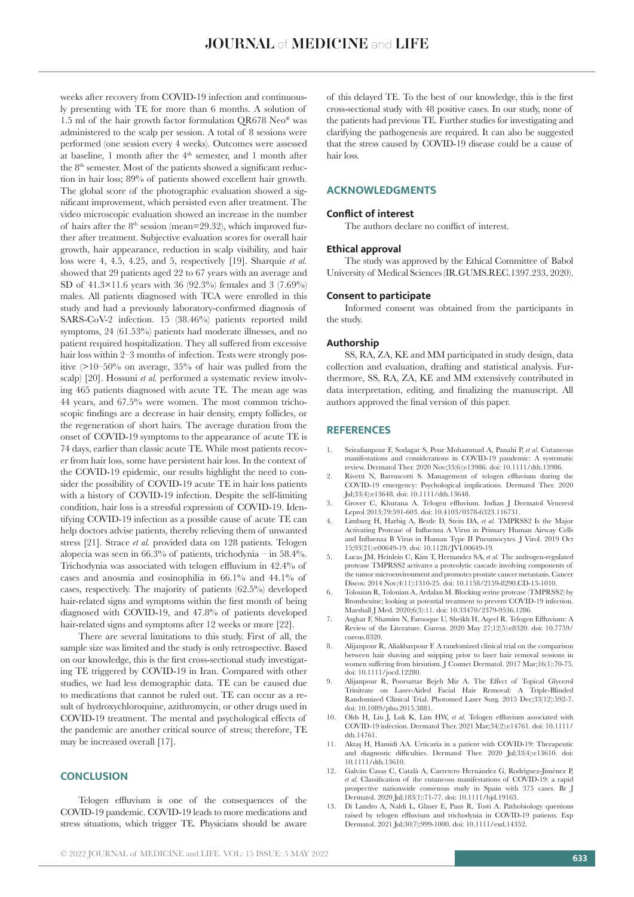weeks after recovery from COVID-19 infection and continuously presenting with TE for more than 6 months. A solution of 1.5 ml of the hair growth factor formulation QR678 Neo® was administered to the scalp per session. A total of 8 sessions were performed (one session every 4 weeks). Outcomes were assessed at baseline, 1 month after the 4th semester, and 1 month after the 8th semester. Most of the patients showed a significant reduction in hair loss; 89% of patients showed excellent hair growth. The global score of the photographic evaluation showed a significant improvement, which persisted even after treatment. The video microscopic evaluation showed an increase in the number of hairs after the 8th session (mean=29.32), which improved further after treatment. Subjective evaluation scores for overall hair growth, hair appearance, reduction in scalp visibility, and hair loss were 4, 4.5, 4.25, and 5, respectively [19]. Sharquie *et al.* showed that 29 patients aged 22 to 67 years with an average and SD of 41.3×11.6 years with 36 (92.3%) females and 3 (7.69%) males. All patients diagnosed with TCA were enrolled in this study and had a previously laboratory-confirmed diagnosis of SARS-CoV-2 infection. 15 (38.46%) patients reported mild symptoms, 24 (61.53%) patients had moderate illnesses, and no patient required hospitalization. They all suffered from excessive hair loss within 2–3 months of infection. Tests were strongly positive (>10–50% on average, 35% of hair was pulled from the scalp) [20]. Hossuni *et al.* performed a systematic review involving 465 patients diagnosed with acute TE. The mean age was 44 years, and 67.5% were women. The most common trichoscopic findings are a decrease in hair density, empty follicles, or the regeneration of short hairs. The average duration from the onset of COVID-19 symptoms to the appearance of acute TE is 74 days, earlier than classic acute TE. While most patients recover from hair loss, some have persistent hair loss. In the context of the COVID-19 epidemic, our results highlight the need to consider the possibility of COVID-19 acute TE in hair loss patients with a history of COVID-19 infection. Despite the self-limiting condition, hair loss is a stressful expression of COVID-19. Identifying COVID-19 infection as a possible cause of acute TE can help doctors advise patients, thereby relieving them of unwanted stress [21]. Strace *et al.* provided data on 128 patients. Telogen alopecia was seen in 66.3% of patients, trichodynia – in 58.4%. Trichodynia was associated with telogen effluvium in 42.4% of cases and anosmia and eosinophilia in 66.1% and 44.1% of cases, respectively. The majority of patients (62.5%) developed hair-related signs and symptoms within the first month of being diagnosed with COVID-19, and 47.8% of patients developed hair-related signs and symptoms after 12 weeks or more [22].

There are several limitations to this study. First of all, the sample size was limited and the study is only retrospective. Based on our knowledge, this is the first cross-sectional study investigating TE triggered by COVID-19 in Iran. Compared with other studies, we had less demographic data. TE can be caused due to medications that cannot be ruled out. TE can occur as a result of hydroxychloroquine, azithromycin, or other drugs used in COVID-19 treatment. The mental and psychological effects of the pandemic are another critical source of stress; therefore, TE may be increased overall [17].

## CONCLUSION

Telogen effluvium is one of the consequences of the COVID-19 pandemic. COVID-19 leads to more medications and stress situations, which trigger TE. Physicians should be aware of this delayed TE. To the best of our knowledge, this is the first cross-sectional study with 48 positive cases. In our study, none of the patients had previous TE. Further studies for investigating and clarifying the pathogenesis are required. It can also be suggested that the stress caused by COVID-19 disease could be a cause of hair loss.

## ACKNOWLEDGMENTS

### Conflict of interest

The authors declare no conflict of interest.

### Ethical approval

The study was approved by the Ethical Committee of Babol University of Medical Sciences (IR.GUMS.REC.1397.233, 2020).

### Consent to participate

Informed consent was obtained from the participants in the study.

### Authorship

SS, RA, ZA, KE and MM participated in study design, data collection and evaluation, drafting and statistical analysis. Furthermore, SS, RA, ZA, KE and MM extensively contributed in data interpretation, editing, and finalizing the manuscript. All authors approved the final version of this paper.

## REFERENCES

1. Seirafianpour F, Sodagar S, Pour Mohammad A, Panahi P, *et al.* Cutaneous manifestations and considerations in COVID-19 pandemic: A systematic review. Dermatol Ther. 2020 Nov;33(6):e13986. doi: 10.1111/dth.13986.
2. Rivetti N, Barruscotti S. Management of telogen effluvium during the COVID-19 emergency: Psychological implications. Dermatol Ther. 2020 Jul;33(4):e13648. doi: 10.1111/dth.13648.
3. Grover C, Khurana A. Telogen effluvium. Indian J Dermatol Venereol Leprol 2013;79:591-603. doi: 10.4103/0378-6323.116731.
4. Limburg H, Harbig A, Bestle D, Stein DA, *et al.* TMPRSS2 Is the Major Activating Protease of Influenza A Virus in Primary Human Airway Cells and Influenza B Virus in Human Type II Pneumocytes. J Virol. 2019 Oct 15;93(21):e00649-19. doi: 10.1128/JVI.00649-19.
5. Lucas JM, Heinlein C, Kim T, Hernandez SA, *et al.* The androgen-regulated protease TMPRSS2 activates a proteolytic cascade involving components of the tumor microenvironment and promotes prostate cancer metastasis. Cancer Discov. 2014 Nov;4(11):1310-25. doi: 10.1158/2159-8290.CD-13-1010.
6. Tolouian R, Tolouian A, Ardalan M. Blocking serine protease (TMPRSS2) by Bromhexine; looking at potential treatment to prevent COVID-19 infection. Marshall J Med. 2020;6(3):11. doi: 10.33470/2379-9536.1286.
7. Asghar F, Shamim N, Farooque U, Sheikh H, Aqeel R. Telogen Effluvium: A Review of the Literature. Cureus. 2020 May 27;12(5):e8320. doi: 10.7759/cureus.8320.
8. Alijanpour R, Aliakbarpour F. A randomized clinical trial on the comparison between hair shaving and snipping prior to laser hair removal sessions in women suffering from hirsutism. J Cosmet Dermatol. 2017 Mar;16(1):70-75. doi: 10.1111/jocd.12280.
9. Alijanpour R, Poorsattar Bejeh Mir A. The Effect of Topical Glycerol Trinitrate on Laser-Aided Facial Hair Removal: A Triple-Blinded Randomized Clinical Trial. Photomed Laser Surg. 2015 Dec;33(12):592-7. doi: 10.1089/pho.2015.3881.
10. Olds H, Liu J, Luk K, Lim HW, *et al.* Telogen effluvium associated with COVID-19 infection. Dermatol Ther. 2021 Mar;34(2):e14761. doi: 10.1111/dth.14761.
11. Aktaş H, Hamidi AA. Urticaria in a patient with COVID-19: Therapeutic and diagnostic difficulties. Dermatol Ther. 2020 Jul;33(4):e13610. doi: 10.1111/dth.13610.
12. Galván Casas C, Català A, Carretero Hernández G, Rodríguez-Jiménez P, *et al.* Classification of the cutaneous manifestations of COVID-19: a rapid prospective nationwide consensus study in Spain with 375 cases. Br J Dermatol. 2020 Jul;183(1):71-77. doi: 10.1111/bjd.19163.
13. Di Landro A, Naldi L, Glaser E, Paus R, Tosti A. Pathobiology questions raised by telogen effluvium and trichodynia in COVID-19 patients. Exp Dermatol. 2021 Jul;30(7):999-1000. doi: 10.1111/exd.14352.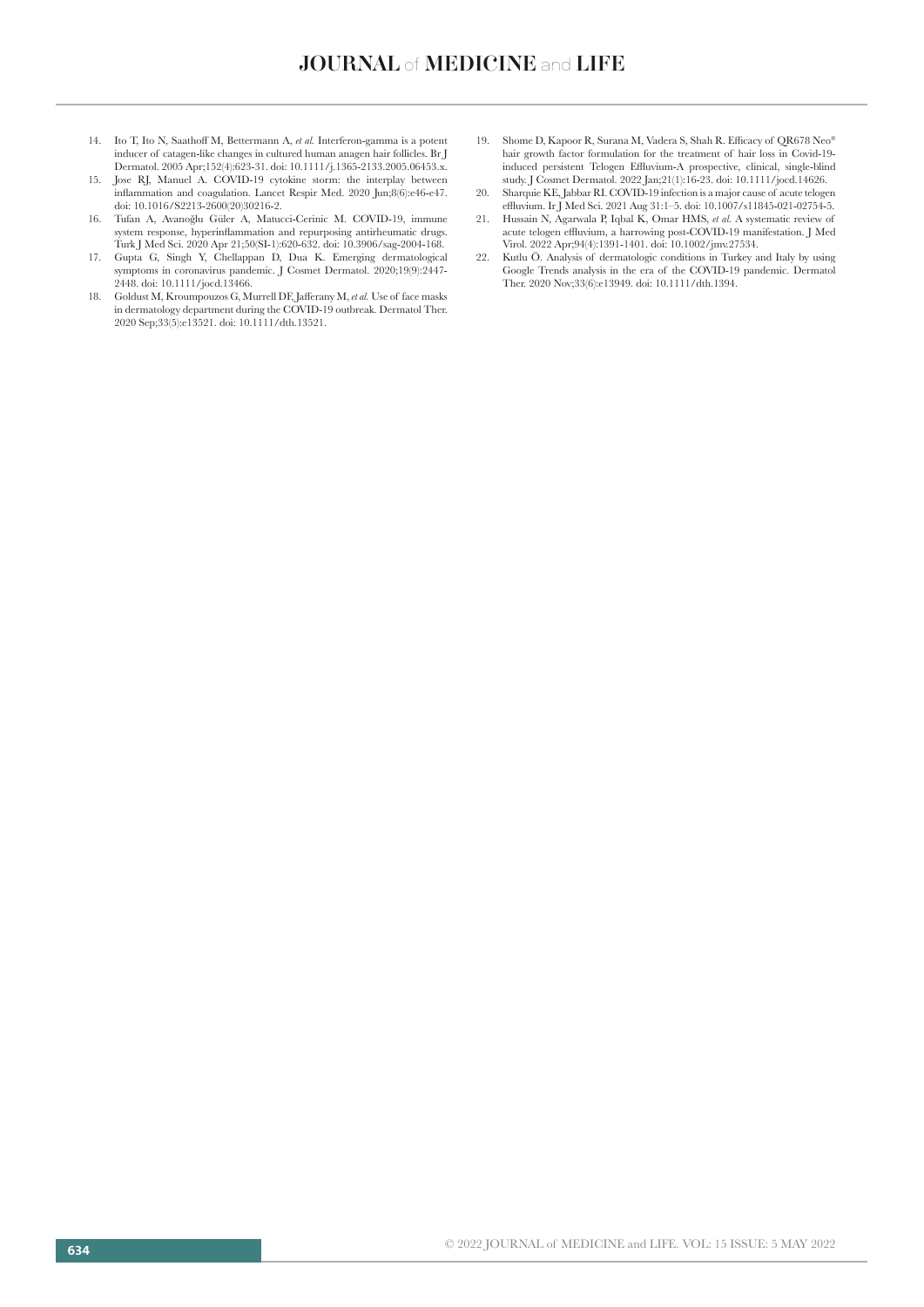14. Ito T, Ito N, Saathoff M, Bettermann A, *et al.* Interferon-gamma is a potent inducer of catagen-like changes in cultured human anagen hair follicles. Br J Dermatol. 2005 Apr;152(4):623-31. doi: 10.1111/j.1365-2133.2005.06453.x.
15. Jose RJ, Manuel A. COVID-19 cytokine storm: the interplay between inflammation and coagulation. Lancet Respir Med. 2020 Jun;8(6):e46-e47. doi: 10.1016/S2213-2600(20)30216-2.
16. Tufan A, Avanoğlu Güler A, Matucci-Cerinic M. COVID-19, immune system response, hyperinflammation and repurposing antirheumatic drugs. Turk J Med Sci. 2020 Apr 21;50(SI-1):620-632. doi: 10.3906/sag-2004-168.
17. Gupta G, Singh Y, Chellappan D, Dua K. Emerging dermatological symptoms in coronavirus pandemic. J Cosmet Dermatol. 2020;19(9):2447-2448. doi: 10.1111/jocd.13466.
18. Goldust M, Kroumpouzos G, Murrell DF, Jafferany M, *et al.* Use of face masks in dermatology department during the COVID-19 outbreak. Dermatol Ther. 2020 Sep;33(5):e13521. doi: 10.1111/dth.13521.
19. Shome D, Kapoor R, Surana M, Vadera S, Shah R. Efficacy of QR678 Neo® hair growth factor formulation for the treatment of hair loss in Covid-19-induced persistent Telogen Effluvium-A prospective, clinical, single-blind study. J Cosmet Dermatol. 2022 Jan;21(1):16-23. doi: 10.1111/jocd.14626.
20. Sharquie KE, Jabbar RI. COVID-19 infection is a major cause of acute telogen effluvium. Ir J Med Sci. 2021 Aug 31:1–5. doi: 10.1007/s11845-021-02754-5.
21. Hussain N, Agarwala P, Iqbal K, Omar HMS, *et al.* A systematic review of acute telogen effluvium, a harrowing post-COVID-19 manifestation. J Med Virol. 2022 Apr;94(4):1391-1401. doi: 10.1002/jmv.27534.
22. Kutlu Ö. Analysis of dermatologic conditions in Turkey and Italy by using Google Trends analysis in the era of the COVID-19 pandemic. Dermatol Ther. 2020 Nov;33(6):e13949. doi: 10.1111/dth.1394.